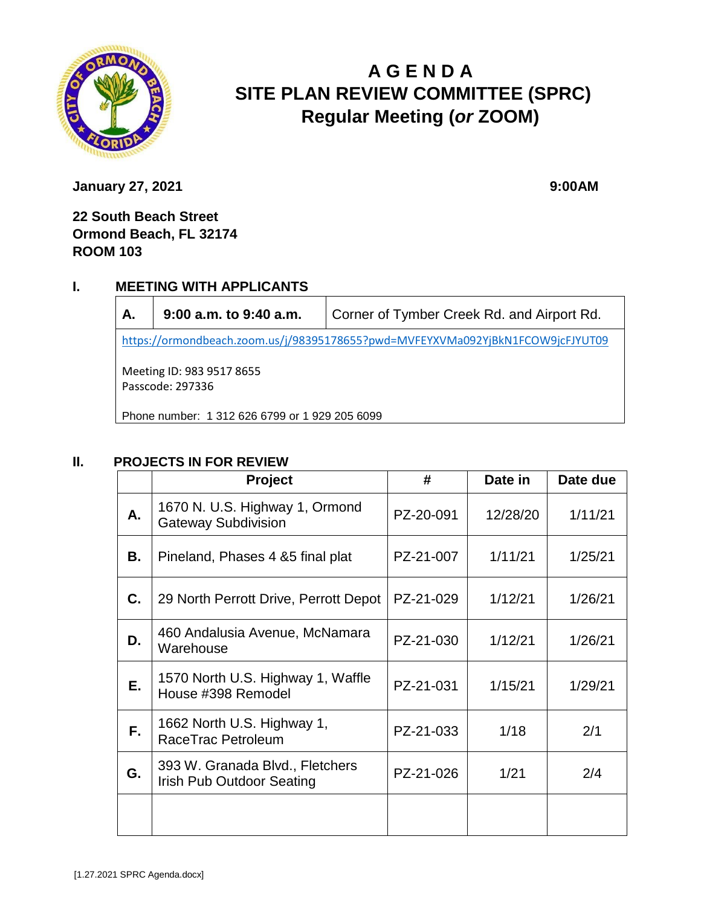# AGENDA
# SITE PLAN REVIEW COMMITTEE (SPRC)
# Regular Meeting (*or* ZOOM)

**January 27, 2021** **9:00AM**

**22 South Beach Street**
**Ormond Beach, FL 32174**
**ROOM 103**

## I. MEETING WITH APPLICANTS

| | | |
|---|---|---|
| **A.** | **9:00 a.m. to 9:40 a.m.** | Corner of Tymber Creek Rd. and Airport Rd. |

https://ormondbeach.zoom.us/j/98395178655?pwd=MVFEYXVMa092YjBkN1FCOW9jcFJYUT09

Meeting ID: 983 9517 8655
Passcode: 297336

Phone number: 1 312 626 6799 or 1 929 205 6099

## II. PROJECTS IN FOR REVIEW

| | Project | # | Date in | Date due |
|---|---|---|---|---|
| **A.** | 1670 N. U.S. Highway 1, Ormond Gateway Subdivision | PZ-20-091 | 12/28/20 | 1/11/21 |
| **B.** | Pineland, Phases 4 &5 final plat | PZ-21-007 | 1/11/21 | 1/25/21 |
| **C.** | 29 North Perrott Drive, Perrott Depot | PZ-21-029 | 1/12/21 | 1/26/21 |
| **D.** | 460 Andalusia Avenue, McNamara Warehouse | PZ-21-030 | 1/12/21 | 1/26/21 |
| **E.** | 1570 North U.S. Highway 1, Waffle House #398 Remodel | PZ-21-031 | 1/15/21 | 1/29/21 |
| **F.** | 1662 North U.S. Highway 1, RaceTrac Petroleum | PZ-21-033 | 1/18 | 2/1 |
| **G.** | 393 W. Granada Blvd., Fletchers Irish Pub Outdoor Seating | PZ-21-026 | 1/21 | 2/4 |
| | | | | |

[1.27.2021 SPRC Agenda.docx]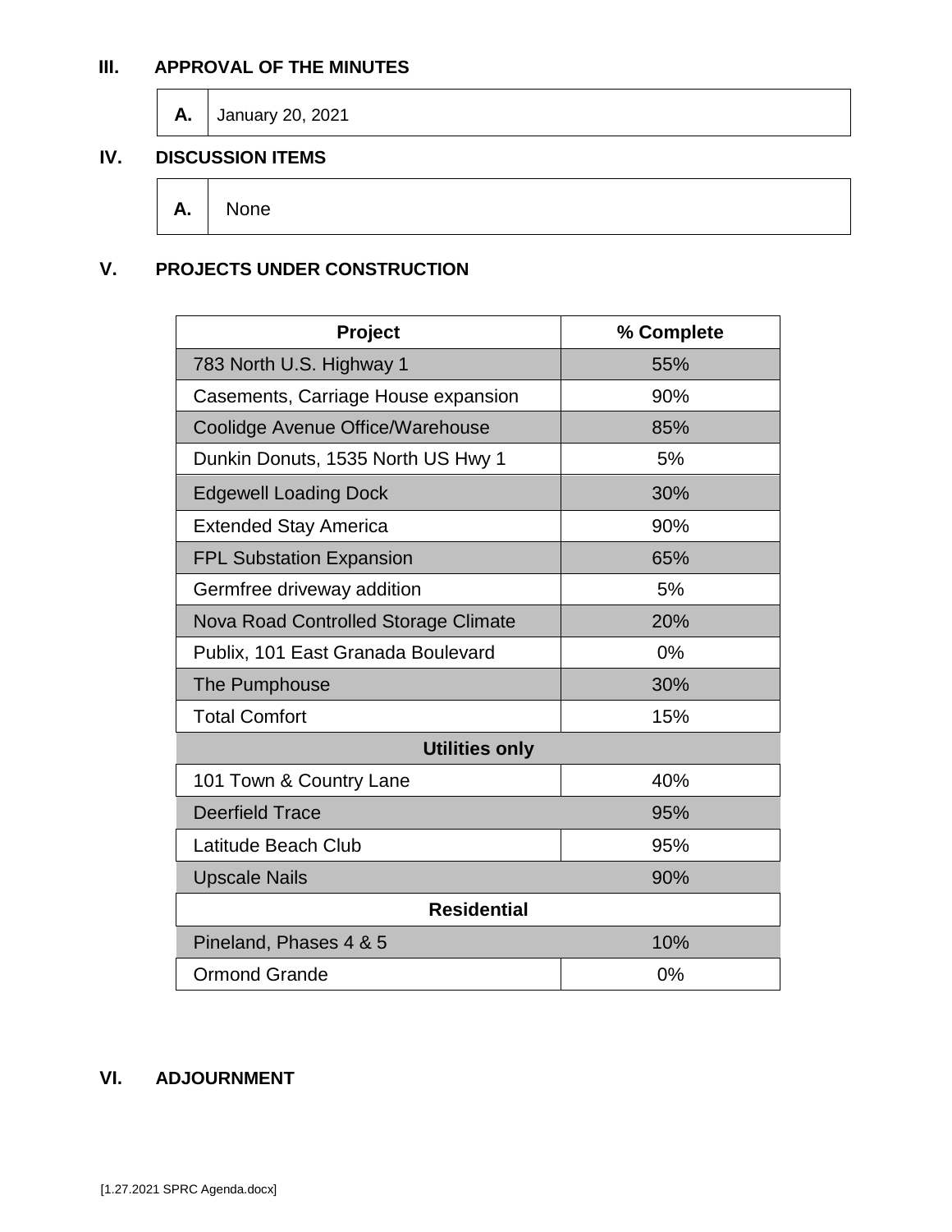## III. APPROVAL OF THE MINUTES

| | |
|---|---|
| **A.** | January 20, 2021 |

## IV. DISCUSSION ITEMS

| | |
|---|---|
| **A.** | None |

## V. PROJECTS UNDER CONSTRUCTION

| Project | % Complete |
|---|---|
| 783 North U.S. Highway 1 | 55% |
| Casements, Carriage House expansion | 90% |
| Coolidge Avenue Office/Warehouse | 85% |
| Dunkin Donuts, 1535 North US Hwy 1 | 5% |
| Edgewell Loading Dock | 30% |
| Extended Stay America | 90% |
| FPL Substation Expansion | 65% |
| Germfree driveway addition | 5% |
| Nova Road Controlled Storage Climate | 20% |
| Publix, 101 East Granada Boulevard | 0% |
| The Pumphouse | 30% |
| Total Comfort | 15% |
| **Utilities only** | |
| 101 Town & Country Lane | 40% |
| Deerfield Trace | 95% |
| Latitude Beach Club | 95% |
| Upscale Nails | 90% |
| **Residential** | |
| Pineland, Phases 4 & 5 | 10% |
| Ormond Grande | 0% |

## VI. ADJOURNMENT

[1.27.2021 SPRC Agenda.docx]